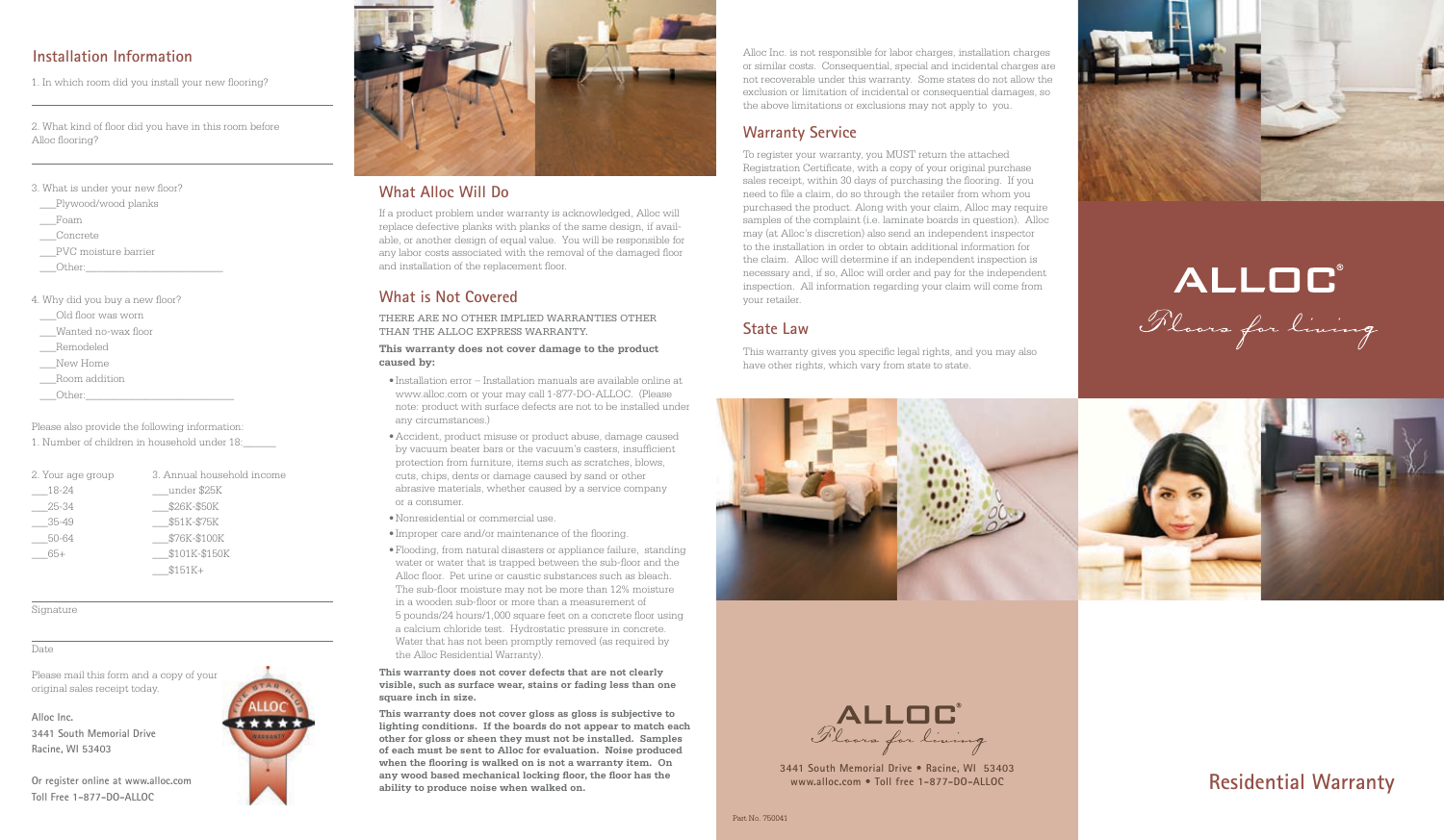## Installation Information

1. In which room did you install your new flooring?

2. What kind of floor did you have in this room before Alloc flooring?

3. What is under your new floor?

___Plywood/wood planks
___Foam
___Concrete
___PVC moisture barrier
___Other:___________________

4. Why did you buy a new floor?

___Old floor was worn
___Wanted no-wax floor
___Remodeled
___New Home
___Room addition
___Other:___________________

Please also provide the following information:

1. Number of children in household under 18:______

2. Your age group

___18-24
___25-34
___35-49
___50-64
___65+

3. Annual household income

___under $25K
___$26K-$50K
___$51K-$75K
___$76K-$100K
___$101K-$150K
___$151K+

Signature

Date

Please mail this form and a copy of your original sales receipt today.

**Alloc Inc.**
**3441 South Memorial Drive**
**Racine, WI 53403**

**Or register online at www.alloc.com**
**Toll Free 1-877-DO-ALLOC**

ALLOC ★★★★★ FIVE STAR PLUS WARRANTY

## What Alloc Will Do

If a product problem under warranty is acknowledged, Alloc will replace defective planks with planks of the same design, if available, or another design of equal value. You will be responsible for any labor costs associated with the removal of the damaged floor and installation of the replacement floor.

## What is Not Covered

THERE ARE NO OTHER IMPLIED WARRANTIES OTHER THAN THE ALLOC EXPRESS WARRANTY.

**This warranty does not cover damage to the product caused by:**

- Installation error – Installation manuals are available online at www.alloc.com or your may call 1-877-DO-ALLOC. (Please note: product with surface defects are not to be installed under any circumstances.)
- Accident, product misuse or product abuse, damage caused by vacuum beater bars or the vacuum's casters, insufficient protection from furniture, items such as scratches, blows, cuts, chips, dents or damage caused by sand or other abrasive materials, whether caused by a service company or a consumer.
- Nonresidential or commercial use.
- Improper care and/or maintenance of the flooring.
- Flooding, from natural disasters or appliance failure, standing water or water that is trapped between the sub-floor and the Alloc floor. Pet urine or caustic substances such as bleach. The sub-floor moisture may not be more than 12% moisture in a wooden sub-floor or more than a measurement of 5 pounds/24 hours/1,000 square feet on a concrete floor using a calcium chloride test. Hydrostatic pressure in concrete. Water that has not been promptly removed (as required by the Alloc Residential Warranty).

**This warranty does not cover defects that are not clearly visible, such as surface wear, stains or fading less than one square inch in size.**

**This warranty does not cover gloss as gloss is subjective to lighting conditions. If the boards do not appear to match each other for gloss or sheen they must not be installed. Samples of each must be sent to Alloc for evaluation. Noise produced when the flooring is walked on is not a warranty item. On any wood based mechanical locking floor, the floor has the ability to produce noise when walked on.**

Alloc Inc. is not responsible for labor charges, installation charges or similar costs. Consequential, special and incidental charges are not recoverable under this warranty. Some states do not allow the exclusion or limitation of incidental or consequential damages, so the above limitations or exclusions may not apply to you.

## Warranty Service

To register your warranty, you MUST return the attached Registration Certificate, with a copy of your original purchase sales receipt, within 30 days of purchasing the flooring. If you need to file a claim, do so through the retailer from whom you purchased the product. Along with your claim, Alloc may require samples of the complaint (i.e. laminate boards in question). Alloc may (at Alloc's discretion) also send an independent inspector to the installation in order to obtain additional information for the claim. Alloc will determine if an independent inspection is necessary and, if so, Alloc will order and pay for the independent inspection. All information regarding your claim will come from your retailer.

## State Law

This warranty gives you specific legal rights, and you may also have other rights, which vary from state to state.

ALLOC®
*Floors for living*

3441 South Memorial Drive • Racine, WI 53403
www.alloc.com • Toll free 1-877-DO-ALLOC

Part No. 750041

ALLOC®
*Floors for living*

# Residential Warranty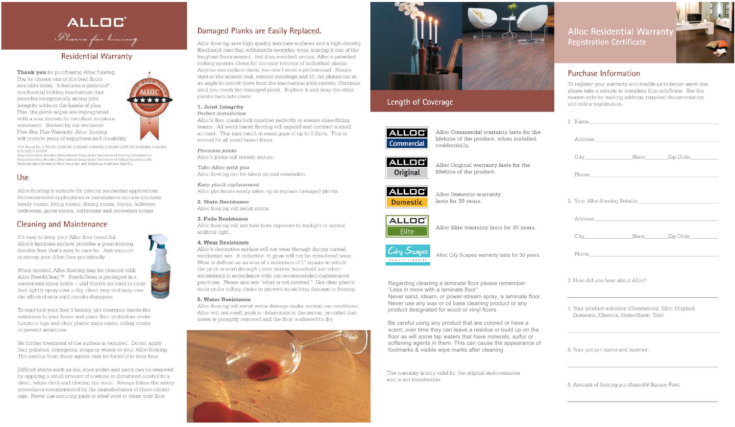# ALLOC

*Floors for living*

## Residential Warranty

**Thank you** for purchasing Alloc flooring. You've chosen one of the best floors available today. It features a patented*, mechanical locking mechanism that provides exceptionally strong joint integrity without the hassle of glue. Plus, the plank edges are impregnated with a wax system for excellent moisture resistance. Backed by our exclusive Five Star Plus Warranty, Alloc flooring will provide years of enjoyment and durability.

*U.S. Patent No. 5,706,621; 5,860,267; 6,023,907; 6,004,862; 6,182,410; 6,205,639; 6,324,803; 6,446,405; 6,510,665; 6,516,579
Manufactured by Beaulieu International Group under the license of Flooring Industries Ltd
Manufactured by Beaulieu International Group under the license of Välinge Innovation AB
Produced under license of Pais Group Inc and Industrias Auxiliares Pasa S.L.

## Use

Alloc flooring is suitable for interior residential applications. Recommended applications or installations include kitchens, family rooms, living rooms, dining rooms, foyers, hallways, bedrooms, game rooms, bathrooms and recreation rooms.

## Cleaning and Maintenance

It's easy to keep your Alloc floor beautiful. Alloc's laminate surface provides a great-looking, durable floor that's easy to care for. Just vacuum or sweep your Alloc floor periodically.

When needed, Alloc flooring may be cleaned with Alloc Free&Clean™. Free&Clean is packaged in a convenient spray bottle – and there's no need to rinse. Just lightly spray over a dry, clean mop and mop over the affected area until streaks disappear.

To maintain your floor's beauty, put doormats inside the entrances to your home and place floor protectors under furniture legs and clear plastic mats under rolling chairs to prevent scratches.

No further treatment of the surface is required. Do not apply floor polishes, detergents, soaps or waxes to your Alloc flooring. The residue from these agents may be harmful to your floor.

Difficult stains such as ink, shoe polish and paint can be removed by applying a small amount of acetone or denatured alcohol to a clean, white cloth and blotting the stain. Always follow the safety procedures recommended by the manufacturers of these chemicals. Never use scouring pads or steel wool to clean your floor.

## Damaged Planks are Easily Replaced.

Alloc flooring uses high quality laminate surfaces and a high-density fiberboard core that withstands everyday wear, making it one of the toughest floors around. But if an accident occurs, Alloc's patented locking system allows for the easy removal of individual planks. Anyone can replace them; you don't need a professional. Simply start at the nearest wall, remove moldings and lift the planks out at an angle to unlock them from the mechanical joint system. Continue until you reach the damaged plank. Replace it and snap the other planks back into place.

**1. Joint Integrity**

*Perfect installation*
Alloc's floor planks lock together perfectly to ensure close-fitting seams. All wood based flooring will expand and contract a small amount. This may result in seam gaps of up to 0.2mm. This is normal for all wood based floors.

*Precision joints*
Alloc's joints will remain secure.

*Take Alloc with you*
Alloc flooring can be taken up and reinstalled.

*Easy plank replacement*
Alloc planks are easily taken up to replace damaged planks.

**2. Stain Resistance**

Alloc flooring will resist stains.

**3. Fade Resistance**

Alloc flooring will not fade from exposure to sunlight or normal artificial light.

**4. Wear Resistance**

Alloc's decorative surface will not wear through during normal residential use. A reduction in gloss will not be considered wear. Wear is defined as an area of a minimum of 1" square in which the print is worn through under normal household use when maintained in accordance with our recommended maintenance practices. Please also see "what is not covered." Use clear plastic mats under rolling chairs to prevent scratching damage to flooring.

**5. Water Resistance**

Alloc flooring will resist water damage under normal use conditions. Alloc will not swell, peak or delaminate at the seams, provided that water is promptly removed and the floor is allowed to dry.

## Length of Coverage

ALLOC Commercial — Alloc Commercial warranty lasts for the lifetime of the product, when installed residentially.

ALLOC Original — Alloc Original warranty lasts for the lifetime of the product.

ALLOC Domestic — Alloc Domestic warranty lasts for 30 years.

ALLOC Elite — Alloc Elite warranty lasts for 30 years.

City Scapes — Alloc City Scapes warranty lasts for 30 years.

Regarding cleaning a laminate floor please remember:
"Less in more with a laminate floor"
Never sand, steam, or power-stream spray, a laminate floor.
Never use any wax or oil base cleaning product or any product designated for wood or vinyl floors

Be careful using any product that are colored or have a scent; over time they can leave a residue or build up on the floor as will some tap waters that have minerals, sulfur or softening agents in them. This can cause the appearance of footmarks & visible wipe marks after cleaning

The warranty is only valid for the original end-consumer and is not transferable.

# Alloc Residential Warranty Registration Certificate

## Purchase Information

To register your warranty and enable us to better serve you, please take a minute to complete this certificate. See the reverse side for mailing address, required documentation and online registration.

1. Name\_\_\_\_\_\_\_\_\_\_\_\_\_\_\_\_\_\_\_\_\_\_\_\_\_\_\_\_\_\_\_\_\_\_

   Address\_\_\_\_\_\_\_\_\_\_\_\_\_\_\_\_\_\_\_\_\_\_\_\_\_\_\_\_\_\_\_\_\_\_

   City\_\_\_\_\_\_\_\_\_\_\_\_ State\_\_\_\_\_\_ Zip Code\_\_\_\_\_\_\_\_

   Phone\_\_\_\_\_\_\_\_\_\_\_\_\_\_\_\_\_\_\_\_\_\_\_\_\_\_\_\_\_\_\_\_\_\_

2. Your Alloc flooring Retailer\_\_\_\_\_\_\_\_\_\_\_\_\_\_\_\_\_\_\_\_\_\_

   Address\_\_\_\_\_\_\_\_\_\_\_\_\_\_\_\_\_\_\_\_\_\_\_\_\_\_\_\_\_\_\_\_\_\_

   City\_\_\_\_\_\_\_\_\_\_\_\_ State\_\_\_\_\_\_ Zip Code\_\_\_\_\_\_\_\_

   Phone\_\_\_\_\_\_\_\_\_\_\_\_\_\_\_\_\_\_\_\_\_\_\_\_\_\_\_\_\_\_\_\_\_\_

3. How did you hear about Alloc?

   \_\_\_\_\_\_\_\_\_\_\_\_\_\_\_\_\_\_\_\_\_\_\_\_\_\_\_\_\_\_\_\_\_\_\_\_\_\_\_\_

4. Your product selection (Commercial, Elite, Original, Domestic, Classics, Home/Basic, Tile):

   \_\_\_\_\_\_\_\_\_\_\_\_\_\_\_\_\_\_\_\_\_\_\_\_\_\_\_\_\_\_\_\_\_\_\_\_\_\_\_\_

5. Your pattern name and number:

   \_\_\_\_\_\_\_\_\_\_\_\_\_\_\_\_\_\_\_\_\_\_\_\_\_\_\_\_\_\_\_\_\_\_\_\_\_\_\_\_

6. Amount of flooring purchased/# Square Feet:

   \_\_\_\_\_\_\_\_\_\_\_\_\_\_\_\_\_\_\_\_\_\_\_\_\_\_\_\_\_\_\_\_\_\_\_\_\_\_\_\_